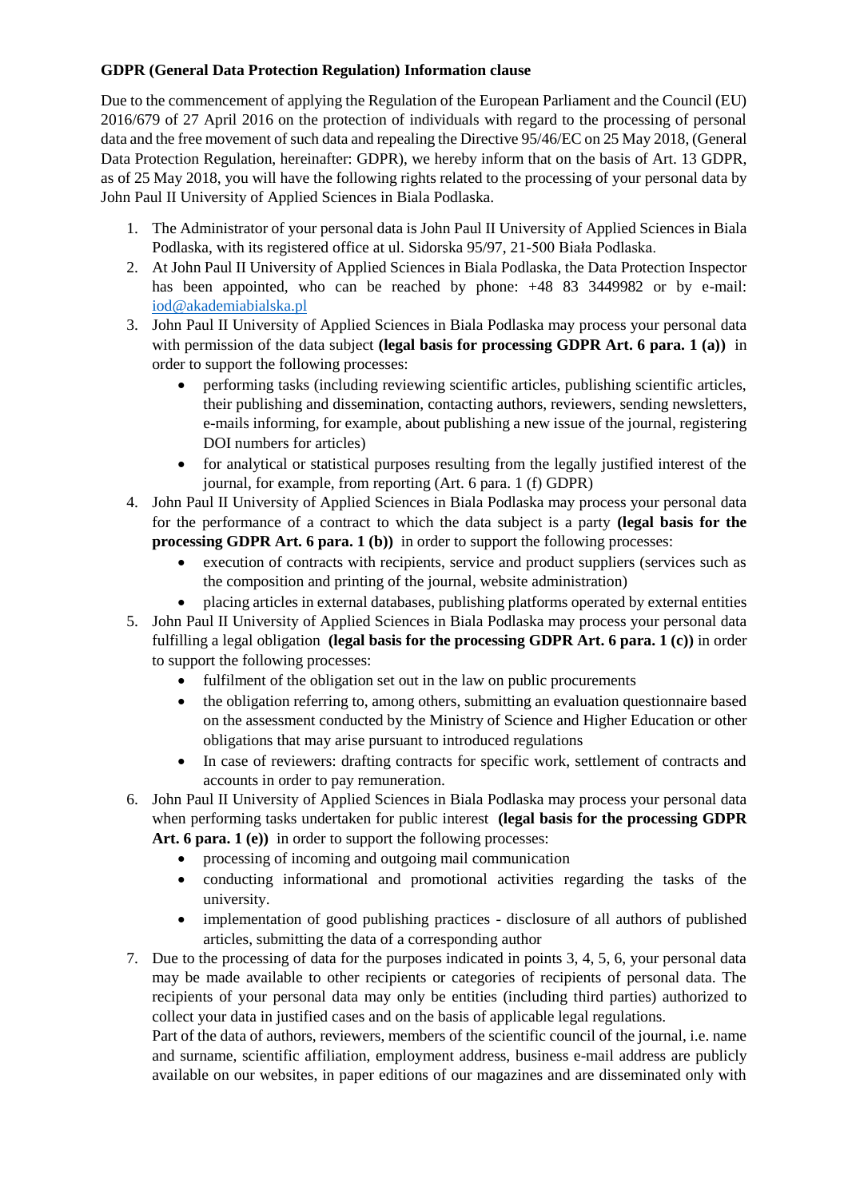**GDPR (General Data Protection Regulation) Information clause**

Due to the commencement of applying the Regulation of the European Parliament and the Council (EU) 2016/679 of 27 April 2016 on the protection of individuals with regard to the processing of personal data and the free movement of such data and repealing the Directive 95/46/EC on 25 May 2018, (General Data Protection Regulation, hereinafter: GDPR), we hereby inform that on the basis of Art. 13 GDPR, as of 25 May 2018, you will have the following rights related to the processing of your personal data by John Paul II University of Applied Sciences in Biala Podlaska.

1. The Administrator of your personal data is John Paul II University of Applied Sciences in Biala Podlaska, with its registered office at ul. Sidorska 95/97, 21-500 Biała Podlaska.
2. At John Paul II University of Applied Sciences in Biala Podlaska, the Data Protection Inspector has been appointed, who can be reached by phone: +48 83 3449982 or by e-mail: iod@akademiabialska.pl
3. John Paul II University of Applied Sciences in Biala Podlaska may process your personal data with permission of the data subject **(legal basis for processing GDPR Art. 6 para. 1 (a))** in order to support the following processes:
   - performing tasks (including reviewing scientific articles, publishing scientific articles, their publishing and dissemination, contacting authors, reviewers, sending newsletters, e-mails informing, for example, about publishing a new issue of the journal, registering DOI numbers for articles)
   - for analytical or statistical purposes resulting from the legally justified interest of the journal, for example, from reporting (Art. 6 para. 1 (f) GDPR)
4. John Paul II University of Applied Sciences in Biala Podlaska may process your personal data for the performance of a contract to which the data subject is a party **(legal basis for the processing GDPR Art. 6 para. 1 (b))** in order to support the following processes:
   - execution of contracts with recipients, service and product suppliers (services such as the composition and printing of the journal, website administration)
   - placing articles in external databases, publishing platforms operated by external entities
5. John Paul II University of Applied Sciences in Biala Podlaska may process your personal data fulfilling a legal obligation **(legal basis for the processing GDPR Art. 6 para. 1 (c))** in order to support the following processes:
   - fulfilment of the obligation set out in the law on public procurements
   - the obligation referring to, among others, submitting an evaluation questionnaire based on the assessment conducted by the Ministry of Science and Higher Education or other obligations that may arise pursuant to introduced regulations
   - In case of reviewers: drafting contracts for specific work, settlement of contracts and accounts in order to pay remuneration.
6. John Paul II University of Applied Sciences in Biala Podlaska may process your personal data when performing tasks undertaken for public interest **(legal basis for the processing GDPR Art. 6 para. 1 (e))** in order to support the following processes:
   - processing of incoming and outgoing mail communication
   - conducting informational and promotional activities regarding the tasks of the university.
   - implementation of good publishing practices - disclosure of all authors of published articles, submitting the data of a corresponding author
7. Due to the processing of data for the purposes indicated in points 3, 4, 5, 6, your personal data may be made available to other recipients or categories of recipients of personal data. The recipients of your personal data may only be entities (including third parties) authorized to collect your data in justified cases and on the basis of applicable legal regulations.
   Part of the data of authors, reviewers, members of the scientific council of the journal, i.e. name and surname, scientific affiliation, employment address, business e-mail address are publicly available on our websites, in paper editions of our magazines and are disseminated only with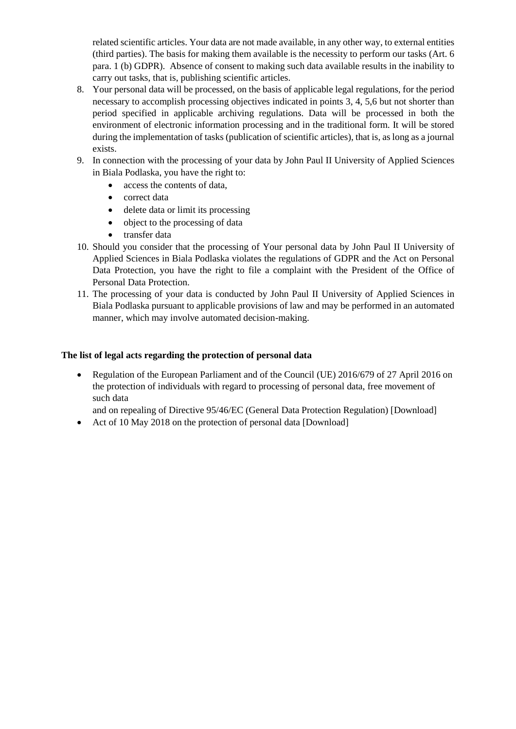related scientific articles. Your data are not made available, in any other way, to external entities (third parties). The basis for making them available is the necessity to perform our tasks (Art. 6 para. 1 (b) GDPR). Absence of consent to making such data available results in the inability to carry out tasks, that is, publishing scientific articles.

8. Your personal data will be processed, on the basis of applicable legal regulations, for the period necessary to accomplish processing objectives indicated in points 3, 4, 5,6 but not shorter than period specified in applicable archiving regulations. Data will be processed in both the environment of electronic information processing and in the traditional form. It will be stored during the implementation of tasks (publication of scientific articles), that is, as long as a journal exists.
9. In connection with the processing of your data by John Paul II University of Applied Sciences in Biala Podlaska, you have the right to:
   - access the contents of data,
   - correct data
   - delete data or limit its processing
   - object to the processing of data
   - transfer data
10. Should you consider that the processing of Your personal data by John Paul II University of Applied Sciences in Biala Podlaska violates the regulations of GDPR and the Act on Personal Data Protection, you have the right to file a complaint with the President of the Office of Personal Data Protection.
11. The processing of your data is conducted by John Paul II University of Applied Sciences in Biala Podlaska pursuant to applicable provisions of law and may be performed in an automated manner, which may involve automated decision-making.

**The list of legal acts regarding the protection of personal data**

- Regulation of the European Parliament and of the Council (UE) 2016/679 of 27 April 2016 on the protection of individuals with regard to processing of personal data, free movement of such data
  and on repealing of Directive 95/46/EC (General Data Protection Regulation) [Download]
- Act of 10 May 2018 on the protection of personal data [Download]